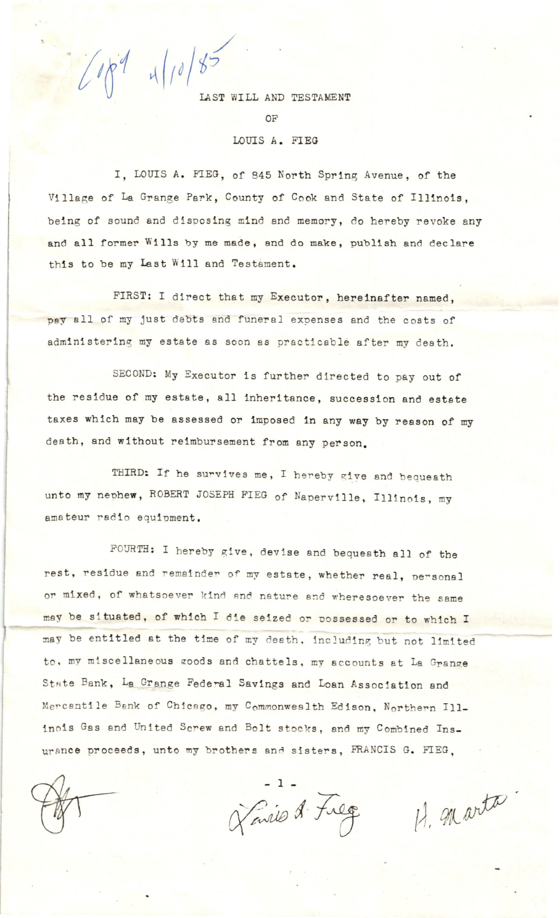Copy 4/10/85

# LAST WILL AND TESTAMENT

# OF

# LOUIS A. FIEG

I, LOUIS A. FIEG, of 845 North Spring Avenue, of the Village of La Grange Park, County of Cook and State of Illinois, being of sound and disposing mind and memory, do hereby revoke any and all former Wills by me made, and do make, publish and declare this to be my Last Will and Testament.

FIRST: I direct that my Executor, hereinafter named, pay all of my just debts and funeral expenses and the costs of administering my estate as soon as practicable after my death.

SECOND: My Executor is further directed to pay out of the residue of my estate, all inheritance, succession and estate taxes which may be assessed or imposed in any way by reason of my death, and without reimbursement from any person.

THIRD: If he survives me, I hereby give and bequeath unto my nephew, ROBERT JOSEPH FIEG of Naperville, Illinois, my amateur radio equipment.

FOURTH: I hereby give, devise and bequeath all of the rest, residue and remainder of my estate, whether real, personal or mixed, of whatsoever kind and nature and wheresoever the same may be situated, of which I die seized or possessed or to which I may be entitled at the time of my death, including but not limited to, my miscellaneous goods and chattels, my accounts at La Grange State Bank, La Grange Federal Savings and Loan Association and Mercantile Bank of Chicago, my Commonwealth Edison, Northern Illinois Gas and United Screw and Bolt stocks, and my Combined Insurance proceeds, unto my brothers and sisters, FRANCIS G. FIEG,

Louis A. Fieg H. Marta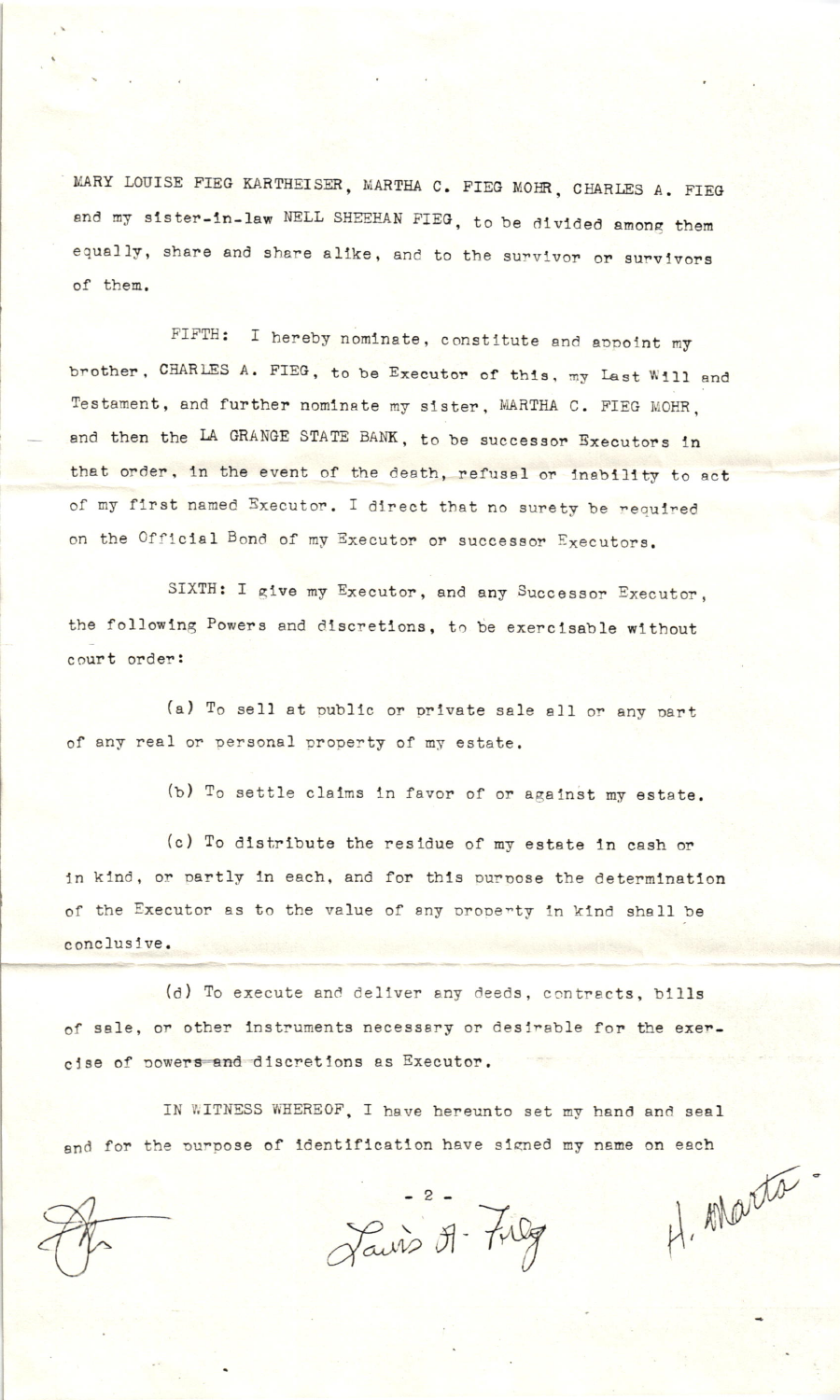MARY LOUISE FIEG KARTHEISER, MARTHA C. FIEG MOHR, CHARLES A. FIEG and my sister-in-law NELL SHEEHAN FIEG, to be divided among them equally, share and share alike, and to the survivor or survivors of them.

FIFTH: I hereby nominate, constitute and appoint my brother, CHARLES A. FIEG, to be Executor of this, my Last Will and Testament, and further nominate my sister, MARTHA C. FIEG MOHR, and then the LA GRANGE STATE BANK, to be successor Executors in that order, in the event of the death, refusal or inability to act of my first named Executor. I direct that no surety be required on the Official Bond of my Executor or successor Executors.

SIXTH: I give my Executor, and any Successor Executor, the following Powers and discretions, to be exercisable without court order:

(a) To sell at public or private sale all or any part of any real or personal property of my estate.

(b) To settle claims in favor of or against my estate.

(c) To distribute the residue of my estate in cash or in kind, or partly in each, and for this purpose the determination of the Executor as to the value of any property in kind shall be conclusive.

(d) To execute and deliver any deeds, contracts, bills of sale, or other instruments necessary or desirable for the exercise of powers and discretions as Executor.

IN WITNESS WHEREOF, I have hereunto set my hand and seal and for the purpose of identification have signed my name on each

Louis A. Fieg

H. Marta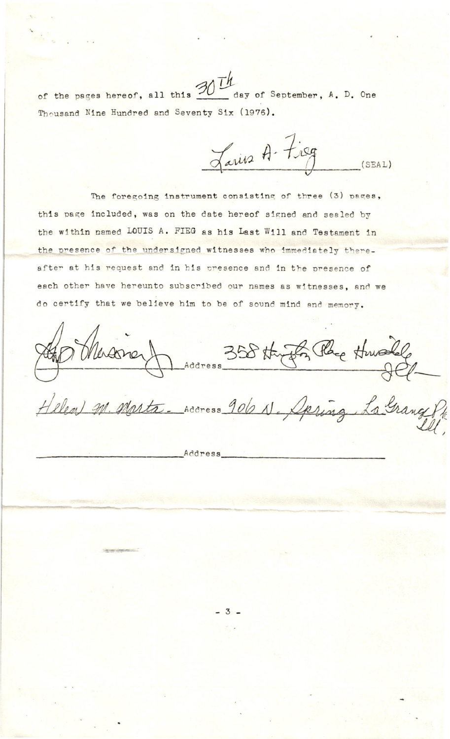of the pages hereof, all this 30th day of September, A. D. One Thousand Nine Hundred and Seventy Six (1976).

Louis A. Fieg (SEAL)

The foregoing instrument consisting of three (3) pages, this page included, was on the date hereof signed and sealed by the within named LOUIS A. FIEG as his Last Will and Testament in the presence of the undersigned witnesses who immediately thereafter at his request and in his presence and in the presence of each other have hereunto subscribed our names as witnesses, and we do certify that we believe him to be of sound mind and memory.

[signature] Address 358 Hampton Place Hinsdale Ill

Helen M. Marta Address 906 N. Spring La Grange Pk Ill.

\_\_\_\_\_\_\_\_\_\_\_\_\_\_\_\_ Address \_\_\_\_\_\_\_\_\_\_\_\_\_\_\_\_